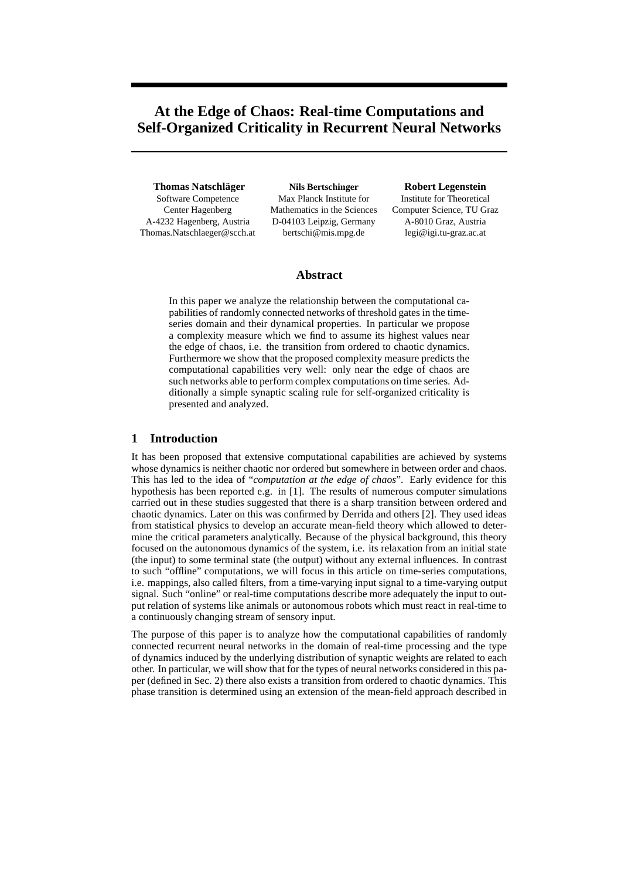# At the Edge of Chaos: Real-time Computations and Self-Organized Criticality in Recurrent Neural Networks

**Thomas Natschläger**
Software Competence Center Hagenberg
A-4232 Hagenberg, Austria
Thomas.Natschlaeger@scch.at

**Nils Bertschinger**
Max Planck Institute for Mathematics in the Sciences
D-04103 Leipzig, Germany
bertschi@mis.mpg.de

**Robert Legenstein**
Institute for Theoretical Computer Science, TU Graz
A-8010 Graz, Austria
legi@igi.tu-graz.ac.at

## Abstract

In this paper we analyze the relationship between the computational capabilities of randomly connected networks of threshold gates in the time-series domain and their dynamical properties. In particular we propose a complexity measure which we find to assume its highest values near the edge of chaos, i.e. the transition from ordered to chaotic dynamics. Furthermore we show that the proposed complexity measure predicts the computational capabilities very well: only near the edge of chaos are such networks able to perform complex computations on time series. Additionally a simple synaptic scaling rule for self-organized criticality is presented and analyzed.

## 1 Introduction

It has been proposed that extensive computational capabilities are achieved by systems whose dynamics is neither chaotic nor ordered but somewhere in between order and chaos. This has led to the idea of "*computation at the edge of chaos*". Early evidence for this hypothesis has been reported e.g. in [1]. The results of numerous computer simulations carried out in these studies suggested that there is a sharp transition between ordered and chaotic dynamics. Later on this was confirmed by Derrida and others [2]. They used ideas from statistical physics to develop an accurate mean-field theory which allowed to determine the critical parameters analytically. Because of the physical background, this theory focused on the autonomous dynamics of the system, i.e. its relaxation from an initial state (the input) to some terminal state (the output) without any external influences. In contrast to such "offline" computations, we will focus in this article on time-series computations, i.e. mappings, also called filters, from a time-varying input signal to a time-varying output signal. Such "online" or real-time computations describe more adequately the input to output relation of systems like animals or autonomous robots which must react in real-time to a continuously changing stream of sensory input.

The purpose of this paper is to analyze how the computational capabilities of randomly connected recurrent neural networks in the domain of real-time processing and the type of dynamics induced by the underlying distribution of synaptic weights are related to each other. In particular, we will show that for the types of neural networks considered in this paper (defined in Sec. 2) there also exists a transition from ordered to chaotic dynamics. This phase transition is determined using an extension of the mean-field approach described in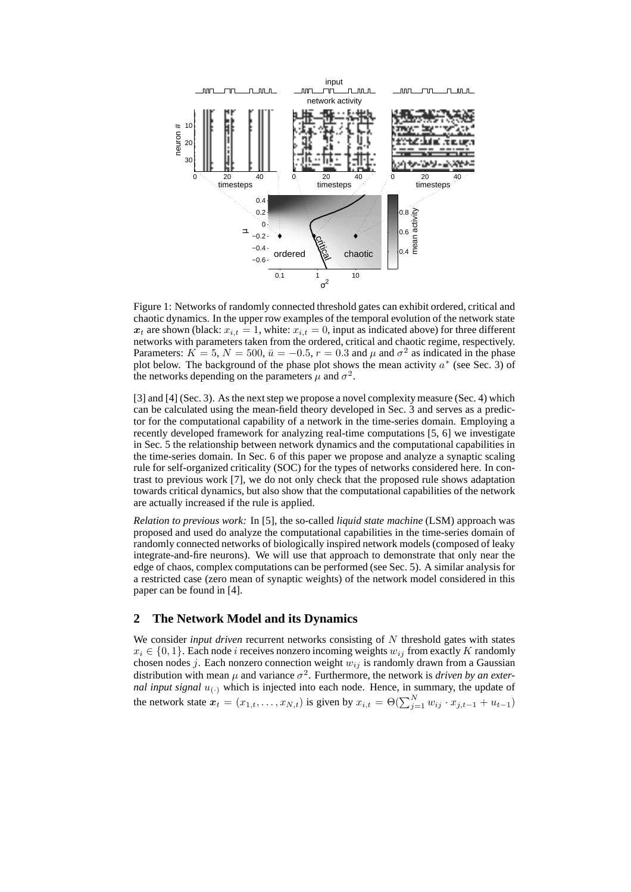Figure 1: Networks of randomly connected threshold gates can exhibit ordered, critical and chaotic dynamics. In the upper row examples of the temporal evolution of the network state $\boldsymbol{x}_t$ are shown (black: $x_{i,t} = 1$, white: $x_{i,t} = 0$, input as indicated above) for three different networks with parameters taken from the ordered, critical and chaotic regime, respectively. Parameters: $K = 5$, $N = 500$, $\bar{u} = -0.5$, $r = 0.3$ and $\mu$ and $\sigma^2$ as indicated in the phase plot below. The background of the phase plot shows the mean activity $a^*$ (see Sec. 3) of the networks depending on the parameters $\mu$ and $\sigma^2$.

[3] and [4] (Sec. 3). As the next step we propose a novel complexity measure (Sec. 4) which can be calculated using the mean-field theory developed in Sec. 3 and serves as a predictor for the computational capability of a network in the time-series domain. Employing a recently developed framework for analyzing real-time computations [5, 6] we investigate in Sec. 5 the relationship between network dynamics and the computational capabilities in the time-series domain. In Sec. 6 of this paper we propose and analyze a synaptic scaling rule for self-organized criticality (SOC) for the types of networks considered here. In contrast to previous work [7], we do not only check that the proposed rule shows adaptation towards critical dynamics, but also show that the computational capabilities of the network are actually increased if the rule is applied.

*Relation to previous work:* In [5], the so-called *liquid state machine* (LSM) approach was proposed and used do analyze the computational capabilities in the time-series domain of randomly connected networks of biologically inspired network models (composed of leaky integrate-and-fire neurons). We will use that approach to demonstrate that only near the edge of chaos, complex computations can be performed (see Sec. 5). A similar analysis for a restricted case (zero mean of synaptic weights) of the network model considered in this paper can be found in [4].

## 2 The Network Model and its Dynamics

We consider *input driven* recurrent networks consisting of $N$ threshold gates with states $x_i \in \{0, 1\}$. Each node $i$ receives nonzero incoming weights $w_{ij}$ from exactly $K$ randomly chosen nodes $j$. Each nonzero connection weight $w_{ij}$ is randomly drawn from a Gaussian distribution with mean $\mu$ and variance $\sigma^2$. Furthermore, the network is *driven by an external input signal* $u_{(\cdot)}$ which is injected into each node. Hence, in summary, the update of the network state $\boldsymbol{x}_t = (x_{1,t}, \ldots, x_{N,t})$ is given by $x_{i,t} = \Theta(\sum_{j=1}^{N} w_{ij} \cdot x_{j,t-1} + u_{t-1})$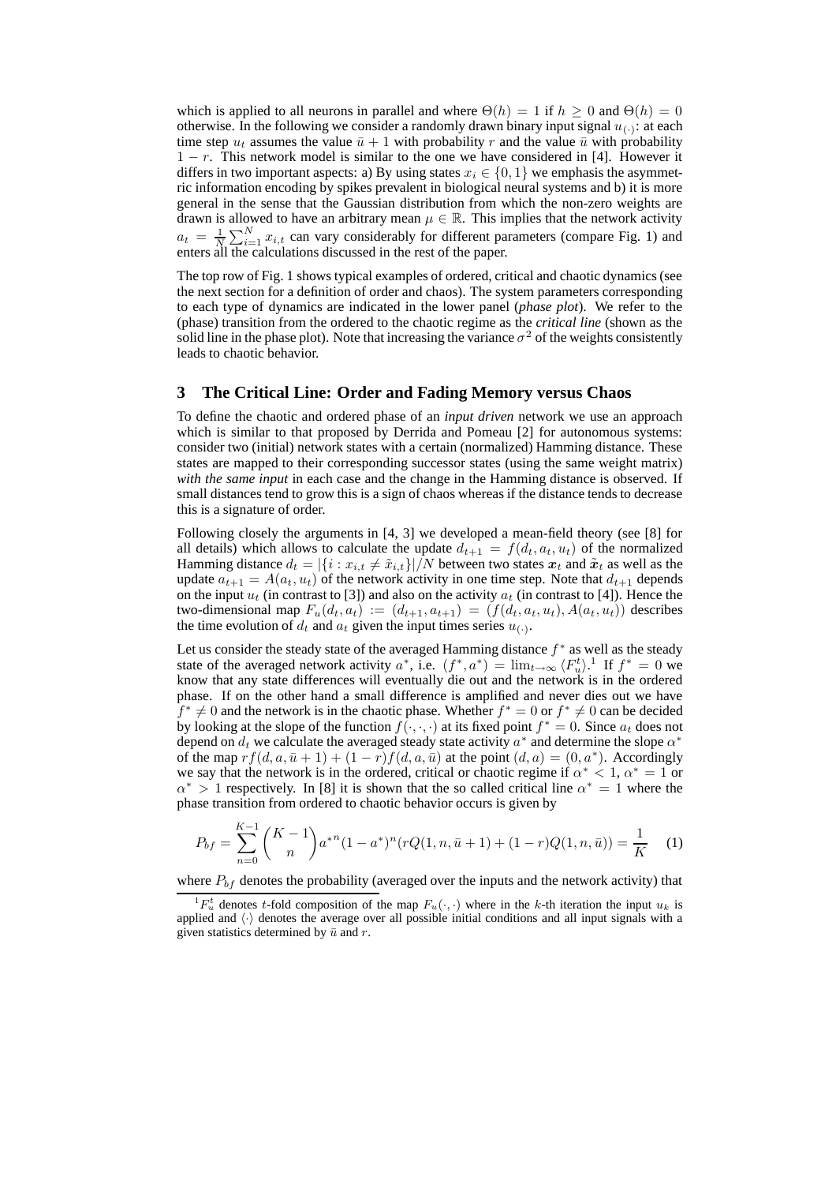which is applied to all neurons in parallel and where $\Theta(h) = 1$ if $h \geq 0$ and $\Theta(h) = 0$ otherwise. In the following we consider a randomly drawn binary input signal $u_{(\cdot)}$: at each time step $u_t$ assumes the value $\bar{u} + 1$ with probability $r$ and the value $\bar{u}$ with probability $1 - r$. This network model is similar to the one we have considered in [4]. However it differs in two important aspects: a) By using states $x_i \in \{0, 1\}$ we emphasis the asymmetric information encoding by spikes prevalent in biological neural systems and b) it is more general in the sense that the Gaussian distribution from which the non-zero weights are drawn is allowed to have an arbitrary mean $\mu \in \mathbb{R}$. This implies that the network activity $a_t = \frac{1}{N}\sum_{i=1}^{N} x_{i,t}$ can vary considerably for different parameters (compare Fig. 1) and enters all the calculations discussed in the rest of the paper.

The top row of Fig. 1 shows typical examples of ordered, critical and chaotic dynamics (see the next section for a definition of order and chaos). The system parameters corresponding to each type of dynamics are indicated in the lower panel (*phase plot*). We refer to the (phase) transition from the ordered to the chaotic regime as the *critical line* (shown as the solid line in the phase plot). Note that increasing the variance $\sigma^2$ of the weights consistently leads to chaotic behavior.

## 3 The Critical Line: Order and Fading Memory versus Chaos

To define the chaotic and ordered phase of an *input driven* network we use an approach which is similar to that proposed by Derrida and Pomeau [2] for autonomous systems: consider two (initial) network states with a certain (normalized) Hamming distance. These states are mapped to their corresponding successor states (using the same weight matrix) *with the same input* in each case and the change in the Hamming distance is observed. If small distances tend to grow this is a sign of chaos whereas if the distance tends to decrease this is a signature of order.

Following closely the arguments in [4, 3] we developed a mean-field theory (see [8] for all details) which allows to calculate the update $d_{t+1} = f(d_t, a_t, u_t)$ of the normalized Hamming distance $d_t = |\{i : x_{i,t} \neq \tilde{x}_{i,t}\}|/N$ between two states $\boldsymbol{x}_t$ and $\tilde{\boldsymbol{x}}_t$ as well as the update $a_{t+1} = A(a_t, u_t)$ of the network activity in one time step. Note that $d_{t+1}$ depends on the input $u_t$ (in contrast to [3]) and also on the activity $a_t$ (in contrast to [4]). Hence the two-dimensional map $F_u(d_t, a_t) := (d_{t+1}, a_{t+1}) = (f(d_t, a_t, u_t), A(a_t, u_t))$ describes the time evolution of $d_t$ and $a_t$ given the input times series $u_{(\cdot)}$.

Let us consider the steady state of the averaged Hamming distance $f^*$ as well as the steady state of the averaged network activity $a^*$, i.e. $(f^*, a^*) = \lim_{t\to\infty} \langle F_u^t \rangle$.[1] If $f^* = 0$ we know that any state differences will eventually die out and the network is in the ordered phase. If on the other hand a small difference is amplified and never dies out we have $f^* \neq 0$ and the network is in the chaotic phase. Whether $f^* = 0$ or $f^* \neq 0$ can be decided by looking at the slope of the function $f(\cdot, \cdot, \cdot)$ at its fixed point $f^* = 0$. Since $a_t$ does not depend on $d_t$ we calculate the averaged steady state activity $a^*$ and determine the slope $\alpha^*$ of the map $rf(d, a, \bar{u}+1) + (1-r)f(d, a, \bar{u})$ at the point $(d, a) = (0, a^*)$. Accordingly we say that the network is in the ordered, critical or chaotic regime if $\alpha^* < 1$, $\alpha^* = 1$ or $\alpha^* > 1$ respectively. In [8] it is shown that the so called critical line $\alpha^* = 1$ where the phase transition from ordered to chaotic behavior occurs is given by

$$P_{bf} = \sum_{n=0}^{K-1} \binom{K-1}{n} {a^*}^n (1-a^*)^n (rQ(1, n, \bar{u}+1) + (1-r)Q(1, n, \bar{u})) = \frac{1}{K} \quad (1)$$

where $P_{bf}$ denotes the probability (averaged over the inputs and the network activity) that

[1] $F_u^t$ denotes $t$-fold composition of the map $F_u(\cdot, \cdot)$ where in the $k$-th iteration the input $u_k$ is applied and $\langle \cdot \rangle$ denotes the average over all possible initial conditions and all input signals with a given statistics determined by $\bar{u}$ and $r$.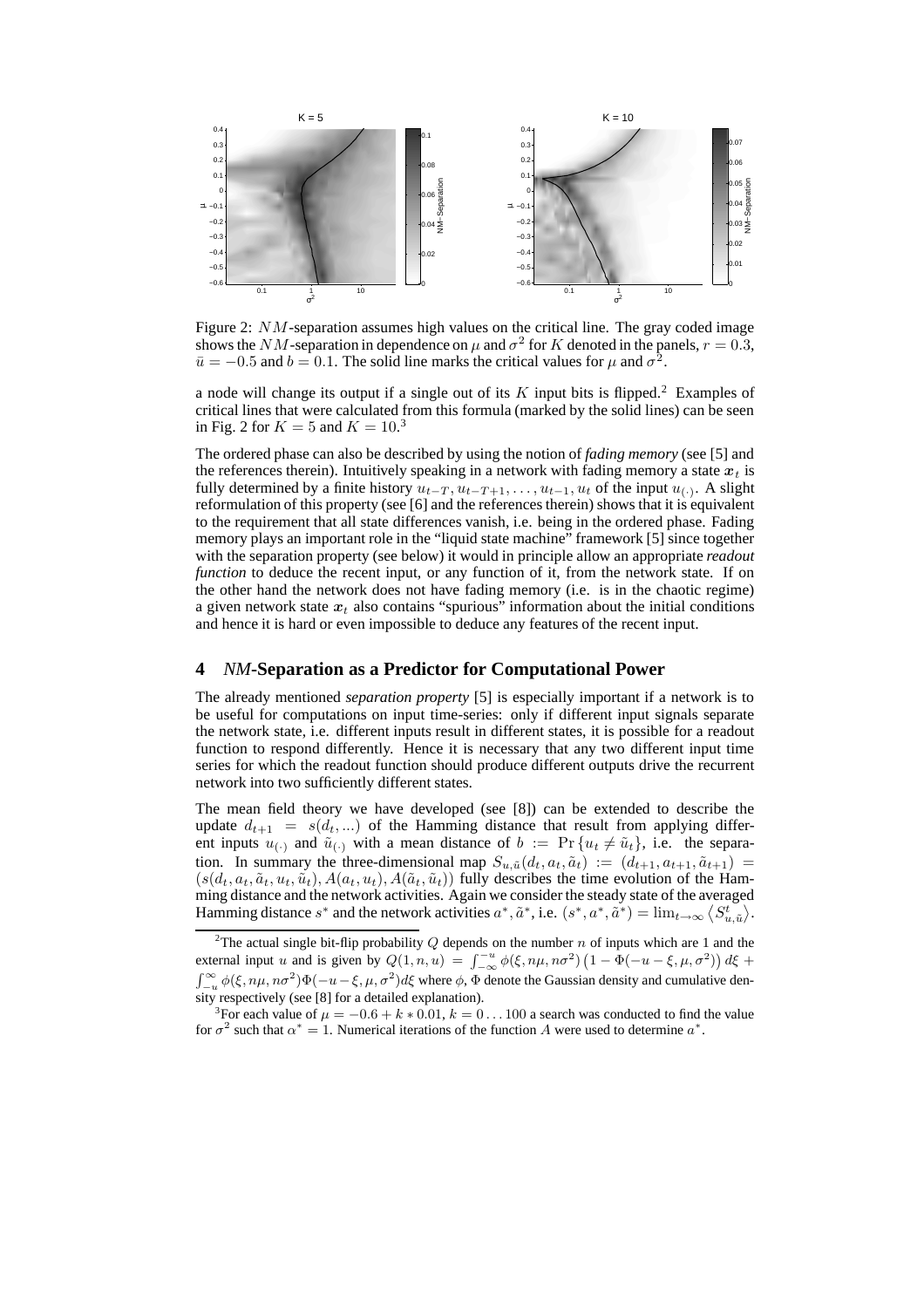Figure 2: $NM$-separation assumes high values on the critical line. The gray coded image shows the $NM$-separation in dependence on $\mu$ and $\sigma^2$ for $K$ denoted in the panels, $r = 0.3$, $\bar{u} = -0.5$ and $b = 0.1$. The solid line marks the critical values for $\mu$ and $\sigma^2$.

a node will change its output if a single out of its $K$ input bits is flipped.[2] Examples of critical lines that were calculated from this formula (marked by the solid lines) can be seen in Fig. 2 for $K = 5$ and $K = 10$.[3]

The ordered phase can also be described by using the notion of *fading memory* (see [5] and the references therein). Intuitively speaking in a network with fading memory a state $\boldsymbol{x}_t$ is fully determined by a finite history $u_{t-T}, u_{t-T+1}, \ldots, u_{t-1}, u_t$ of the input $u_{(\cdot)}$. A slight reformulation of this property (see [6] and the references therein) shows that it is equivalent to the requirement that all state differences vanish, i.e. being in the ordered phase. Fading memory plays an important role in the "liquid state machine" framework [5] since together with the separation property (see below) it would in principle allow an appropriate *readout function* to deduce the recent input, or any function of it, from the network state. If on the other hand the network does not have fading memory (i.e. is in the chaotic regime) a given network state $\boldsymbol{x}_t$ also contains "spurious" information about the initial conditions and hence it is hard or even impossible to deduce any features of the recent input.

## 4 *NM*-Separation as a Predictor for Computational Power

The already mentioned *separation property* [5] is especially important if a network is to be useful for computations on input time-series: only if different input signals separate the network state, i.e. different inputs result in different states, it is possible for a readout function to respond differently. Hence it is necessary that any two different input time series for which the readout function should produce different outputs drive the recurrent network into two sufficiently different states.

The mean field theory we have developed (see [8]) can be extended to describe the update $d_{t+1} = s(d_t, \ldots)$ of the Hamming distance that result from applying different inputs $u_{(\cdot)}$ and $\tilde{u}_{(\cdot)}$ with a mean distance of $b := \Pr\{u_t \neq \tilde{u}_t\}$, i.e. the separation. In summary the three-dimensional map $S_{u,\tilde{u}}(d_t, a_t, \tilde{a}_t) := (d_{t+1}, a_{t+1}, \tilde{a}_{t+1}) = (s(d_t, a_t, \tilde{a}_t, u_t, \tilde{u}_t), A(a_t, u_t), A(\tilde{a}_t, \tilde{u}_t))$ fully describes the time evolution of the Hamming distance and the network activities. Again we consider the steady state of the averaged Hamming distance $s^*$ and the network activities $a^*, \tilde{a}^*$, i.e. $(s^*, a^*, \tilde{a}^*) = \lim_{t\to\infty} \langle S^t_{u,\tilde{u}} \rangle$.

[2] The actual single bit-flip probability $Q$ depends on the number $n$ of inputs which are 1 and the external input $u$ and is given by $Q(1, n, u) = \int_{-\infty}^{-u} \phi(\xi, n\mu, n\sigma^2)\left(1 - \Phi(-u - \xi, \mu, \sigma^2)\right) d\xi + \int_{-u}^{\infty} \phi(\xi, n\mu, n\sigma^2)\Phi(-u - \xi, \mu, \sigma^2) d\xi$ where $\phi$, $\Phi$ denote the Gaussian density and cumulative density respectively (see [8] for a detailed explanation).

[3] For each value of $\mu = -0.6 + k * 0.01$, $k = 0 \ldots 100$ a search was conducted to find the value for $\sigma^2$ such that $\alpha^* = 1$. Numerical iterations of the function $A$ were used to determine $a^*$.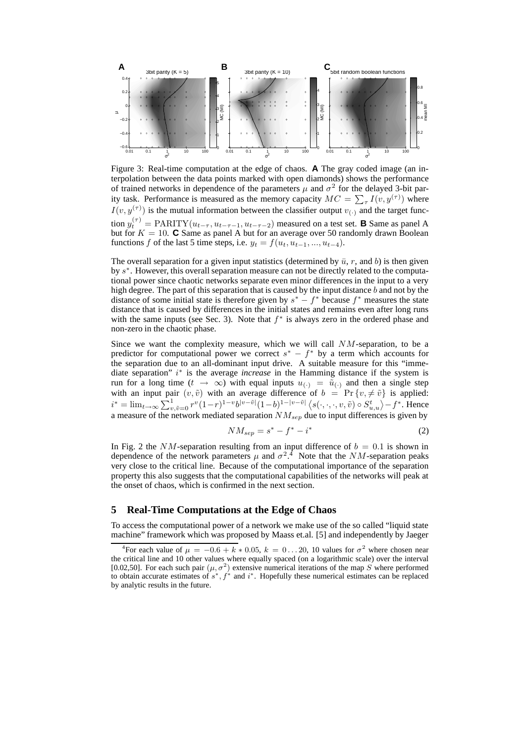Figure 3: Real-time computation at the edge of chaos. **A** The gray coded image (an interpolation between the data points marked with open diamonds) shows the performance of trained networks in dependence of the parameters $\mu$ and $\sigma^2$ for the delayed 3-bit parity task. Performance is measured as the memory capacity $MC = \sum_\tau I(v, y^{(\tau)})$ where $I(v, y^{(\tau)})$ is the mutual information between the classifier output $v_{(\cdot)}$ and the target function $y_t^{(\tau)} = \mathrm{PARITY}(u_{t-\tau}, u_{t-\tau-1}, u_{t-\tau-2})$ measured on a test set. **B** Same as panel A but for $K = 10$. **C** Same as panel A but for an average over 50 randomly drawn Boolean functions $f$ of the last 5 time steps, i.e. $y_t = f(u_t, u_{t-1}, ..., u_{t-4})$.

The overall separation for a given input statistics (determined by $\bar{u}$, $r$, and $b$) is then given by $s^*$. However, this overall separation measure can not be directly related to the computational power since chaotic networks separate even minor differences in the input to a very high degree. The part of this separation that is caused by the input distance $b$ and not by the distance of some initial state is therefore given by $s^* - f^*$ because $f^*$ measures the state distance that is caused by differences in the initial states and remains even after long runs with the same inputs (see Sec. 3). Note that $f^*$ is always zero in the ordered phase and non-zero in the chaotic phase.

Since we want the complexity measure, which we will call $NM$-separation, to be a predictor for computational power we correct $s^* - f^*$ by a term which accounts for the separation due to an all-dominant input drive. A suitable measure for this "immediate separation" $i^*$ is the average *increase* in the Hamming distance if the system is run for a long time ($t \to \infty$) with equal inputs $u_{(\cdot)} = \tilde{u}_{(\cdot)}$ and then a single step with an input pair $(v, \tilde{v})$ with an average difference of $b = \Pr\{v, \neq \tilde{v}\}$ is applied: $i^* = \lim_{t\to\infty} \sum_{v,\tilde{v}=0}^{1} r^v(1-r)^{1-v} b^{|v-\tilde{v}|}(1-b)^{1-|v-\tilde{v}|} \left\langle s(\cdot,\cdot,\cdot,v,\tilde{v}) \circ S^t_{u,u} \right\rangle - f^*$. Hence a measure of the network mediated separation $NM_{sep}$ due to input differences is given by

$$NM_{sep} = s^* - f^* - i^* \tag{2}$$

In Fig. 2 the $NM$-separation resulting from an input difference of $b = 0.1$ is shown in dependence of the network parameters $\mu$ and $\sigma^2$.[4] Note that the $NM$-separation peaks very close to the critical line. Because of the computational importance of the separation property this also suggests that the computational capabilities of the networks will peak at the onset of chaos, which is confirmed in the next section.

## 5 Real-Time Computations at the Edge of Chaos

To access the computational power of a network we make use of the so called "liquid state machine" framework which was proposed by Maass et.al. [5] and independently by Jaeger

[4] For each value of $\mu = -0.6 + k * 0.05$, $k = 0 \ldots 20$, 10 values for $\sigma^2$ where chosen near the critical line and 10 other values where equally spaced (on a logarithmic scale) over the interval [0.02,50]. For each such pair $(\mu, \sigma^2)$ extensive numerical iterations of the map $S$ where performed to obtain accurate estimates of $s^*$, $f^*$ and $i^*$. Hopefully these numerical estimates can be replaced by analytic results in the future.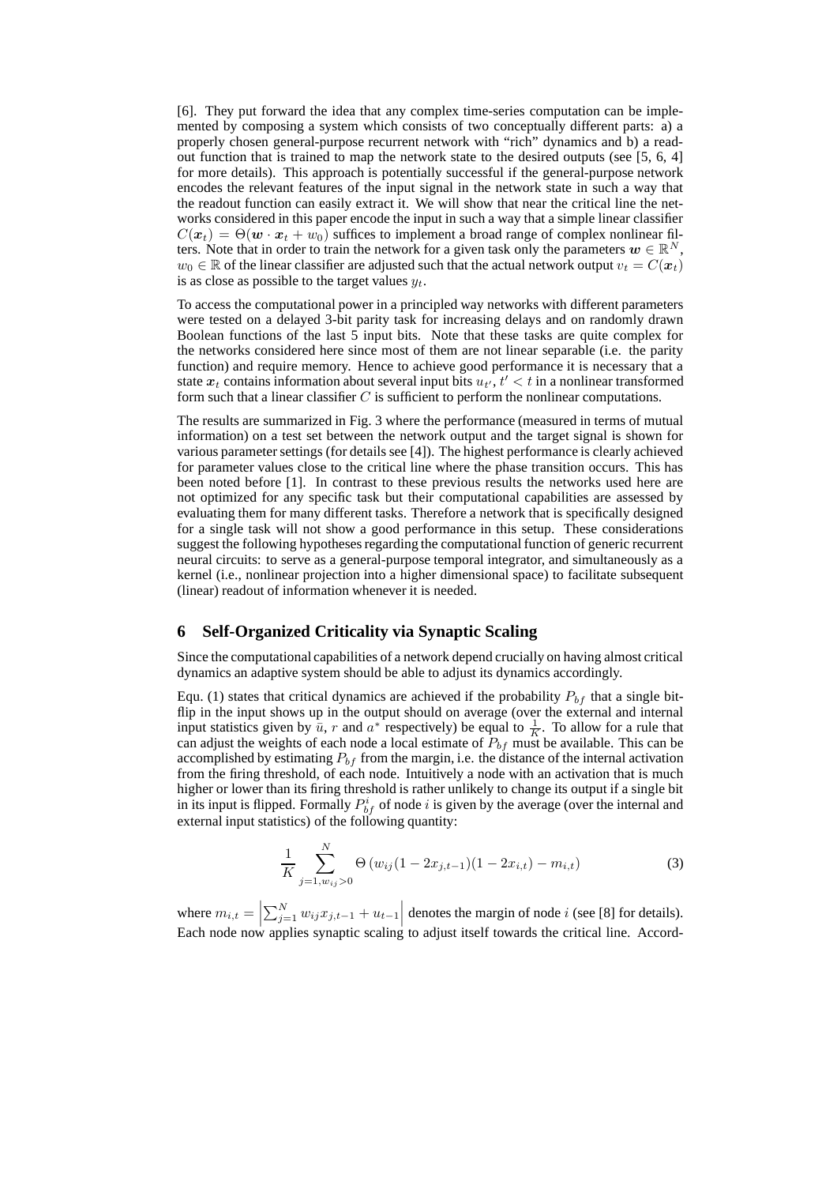[6]. They put forward the idea that any complex time-series computation can be implemented by composing a system which consists of two conceptually different parts: a) a properly chosen general-purpose recurrent network with "rich" dynamics and b) a readout function that is trained to map the network state to the desired outputs (see [5, 6, 4] for more details). This approach is potentially successful if the general-purpose network encodes the relevant features of the input signal in the network state in such a way that the readout function can easily extract it. We will show that near the critical line the networks considered in this paper encode the input in such a way that a simple linear classifier $C(\boldsymbol{x}_t) = \Theta(\boldsymbol{w} \cdot \boldsymbol{x}_t + w_0)$ suffices to implement a broad range of complex nonlinear filters. Note that in order to train the network for a given task only the parameters $\boldsymbol{w} \in \mathbb{R}^N$, $w_0 \in \mathbb{R}$ of the linear classifier are adjusted such that the actual network output $v_t = C(\boldsymbol{x}_t)$ is as close as possible to the target values $y_t$.

To access the computational power in a principled way networks with different parameters were tested on a delayed 3-bit parity task for increasing delays and on randomly drawn Boolean functions of the last 5 input bits. Note that these tasks are quite complex for the networks considered here since most of them are not linear separable (i.e. the parity function) and require memory. Hence to achieve good performance it is necessary that a state $\boldsymbol{x}_t$ contains information about several input bits $u_{t'}$, $t' < t$ in a nonlinear transformed form such that a linear classifier $C$ is sufficient to perform the nonlinear computations.

The results are summarized in Fig. 3 where the performance (measured in terms of mutual information) on a test set between the network output and the target signal is shown for various parameter settings (for details see [4]). The highest performance is clearly achieved for parameter values close to the critical line where the phase transition occurs. This has been noted before [1]. In contrast to these previous results the networks used here are not optimized for any specific task but their computational capabilities are assessed by evaluating them for many different tasks. Therefore a network that is specifically designed for a single task will not show a good performance in this setup. These considerations suggest the following hypotheses regarding the computational function of generic recurrent neural circuits: to serve as a general-purpose temporal integrator, and simultaneously as a kernel (i.e., nonlinear projection into a higher dimensional space) to facilitate subsequent (linear) readout of information whenever it is needed.

## 6 Self-Organized Criticality via Synaptic Scaling

Since the computational capabilities of a network depend crucially on having almost critical dynamics an adaptive system should be able to adjust its dynamics accordingly.

Equ. (1) states that critical dynamics are achieved if the probability $P_{bf}$ that a single bit-flip in the input shows up in the output should on average (over the external and internal input statistics given by $\bar{u}$, $r$ and $a^*$ respectively) be equal to $\frac{1}{K}$. To allow for a rule that can adjust the weights of each node a local estimate of $P_{bf}$ must be available. This can be accomplished by estimating $P_{bf}$ from the margin, i.e. the distance of the internal activation from the firing threshold, of each node. Intuitively a node with an activation that is much higher or lower than its firing threshold is rather unlikely to change its output if a single bit in its input is flipped. Formally $P_{bf}^i$ of node $i$ is given by the average (over the internal and external input statistics) of the following quantity:

$$\frac{1}{K} \sum_{j=1, w_{ij}>0}^{N} \Theta\left(w_{ij}(1 - 2x_{j,t-1})(1 - 2x_{i,t}) - m_{i,t}\right) \tag{3}$$

where $m_{i,t} = \left| \sum_{j=1}^{N} w_{ij} x_{j,t-1} + u_{t-1} \right|$ denotes the margin of node $i$ (see [8] for details). Each node now applies synaptic scaling to adjust itself towards the critical line. Accord-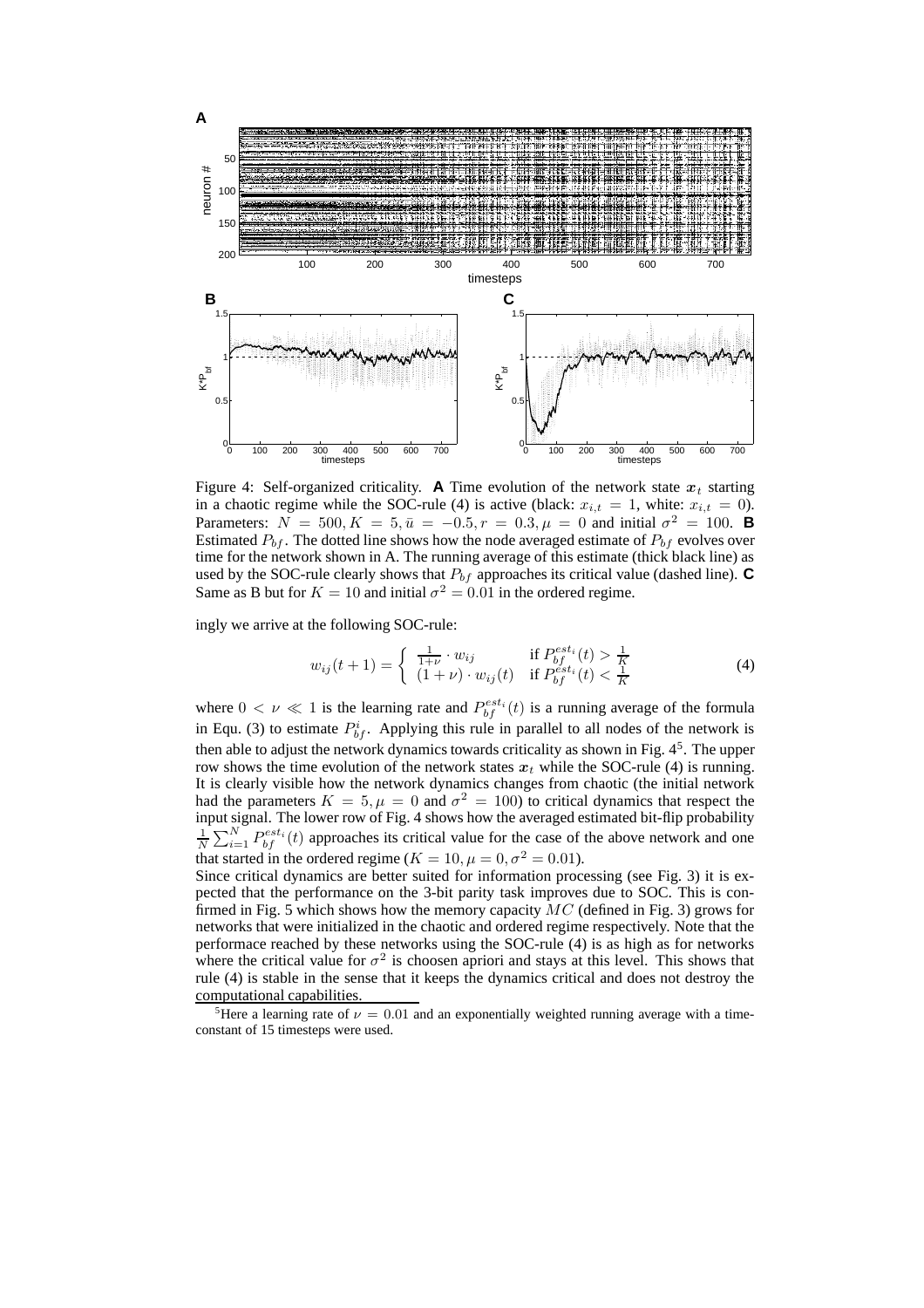Figure 4: Self-organized criticality. **A** Time evolution of the network state $\boldsymbol{x}_t$ starting in a chaotic regime while the SOC-rule (4) is active (black: $x_{i,t} = 1$, white: $x_{i,t} = 0$). Parameters: $N = 500, K = 5, \bar{u} = -0.5, r = 0.3, \mu = 0$ and initial $\sigma^2 = 100$. **B** Estimated $P_{bf}$. The dotted line shows how the node averaged estimate of $P_{bf}$ evolves over time for the network shown in A. The running average of this estimate (thick black line) as used by the SOC-rule clearly shows that $P_{bf}$ approaches its critical value (dashed line). **C** Same as B but for $K = 10$ and initial $\sigma^2 = 0.01$ in the ordered regime.

ingly we arrive at the following SOC-rule:

$$w_{ij}(t+1) = \begin{cases} \frac{1}{1+\nu} \cdot w_{ij} & \text{if } P_{bf}^{est_i}(t) > \frac{1}{K} \\ (1+\nu) \cdot w_{ij}(t) & \text{if } P_{bf}^{est_i}(t) < \frac{1}{K} \end{cases} \tag{4}$$

where $0 < \nu \ll 1$ is the learning rate and $P_{bf}^{est_i}(t)$ is a running average of the formula in Equ. (3) to estimate $P_{bf}^i$. Applying this rule in parallel to all nodes of the network is then able to adjust the network dynamics towards criticality as shown in Fig. 4[5]. The upper row shows the time evolution of the network states $\boldsymbol{x}_t$ while the SOC-rule (4) is running. It is clearly visible how the network dynamics changes from chaotic (the initial network had the parameters $K = 5, \mu = 0$ and $\sigma^2 = 100$) to critical dynamics that respect the input signal. The lower row of Fig. 4 shows how the averaged estimated bit-flip probability $\frac{1}{N}\sum_{i=1}^{N} P_{bf}^{est_i}(t)$ approaches its critical value for the case of the above network and one that started in the ordered regime ($K = 10, \mu = 0, \sigma^2 = 0.01$).

Since critical dynamics are better suited for information processing (see Fig. 3) it is expected that the performance on the 3-bit parity task improves due to SOC. This is confirmed in Fig. 5 which shows how the memory capacity $MC$ (defined in Fig. 3) grows for networks that were initialized in the chaotic and ordered regime respectively. Note that the performace reached by these networks using the SOC-rule (4) is as high as for networks where the critical value for $\sigma^2$ is choosen apriori and stays at this level. This shows that rule (4) is stable in the sense that it keeps the dynamics critical and does not destroy the computational capabilities.

[5] Here a learning rate of $\nu = 0.01$ and an exponentially weighted running average with a time-constant of 15 timesteps were used.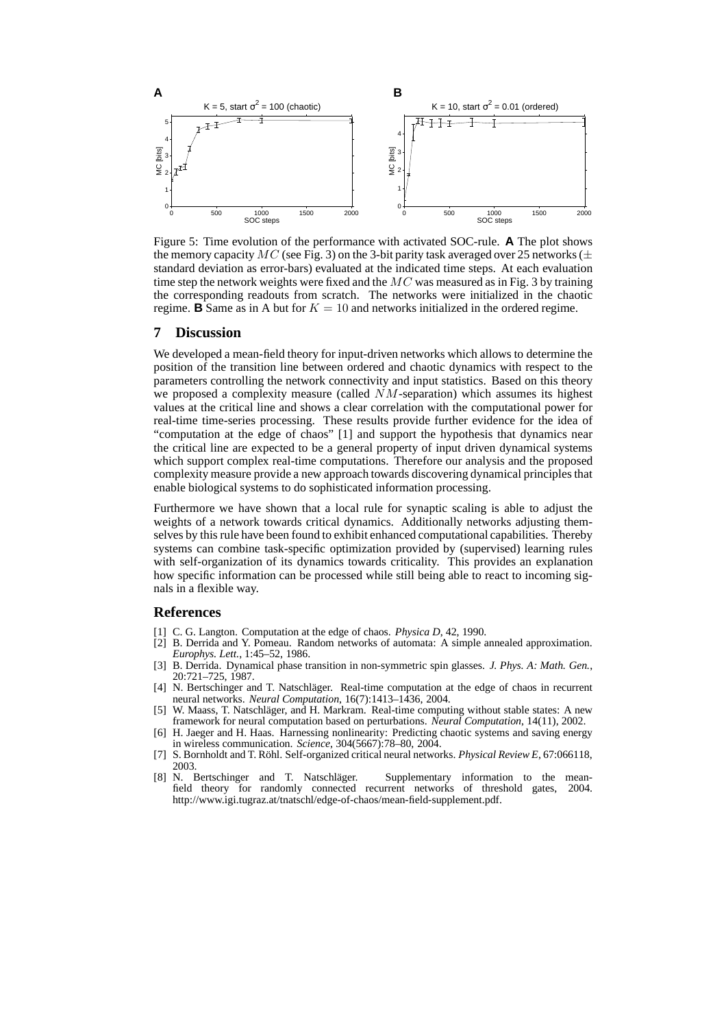A

K = 5, start $\sigma^2$ = 100 (chaotic)

MC [bits]

SOC steps

0 500 1000 1500 2000

0 1 2 3 4 5

B

K = 10, start $\sigma^2$ = 0.01 (ordered)

MC [bits]

SOC steps

0 500 1000 1500 2000

0 1 2 3 4

Figure 5: Time evolution of the performance with activated SOC-rule. **A** The plot shows the memory capacity $MC$ (see Fig. 3) on the 3-bit parity task averaged over 25 networks ($\pm$ standard deviation as error-bars) evaluated at the indicated time steps. At each evaluation time step the network weights were fixed and the $MC$ was measured as in Fig. 3 by training the corresponding readouts from scratch. The networks were initialized in the chaotic regime. **B** Same as in A but for $K = 10$ and networks initialized in the ordered regime.

## 7 Discussion

We developed a mean-field theory for input-driven networks which allows to determine the position of the transition line between ordered and chaotic dynamics with respect to the parameters controlling the network connectivity and input statistics. Based on this theory we proposed a complexity measure (called $NM$-separation) which assumes its highest values at the critical line and shows a clear correlation with the computational power for real-time time-series processing. These results provide further evidence for the idea of "computation at the edge of chaos" [1] and support the hypothesis that dynamics near the critical line are expected to be a general property of input driven dynamical systems which support complex real-time computations. Therefore our analysis and the proposed complexity measure provide a new approach towards discovering dynamical principles that enable biological systems to do sophisticated information processing.

Furthermore we have shown that a local rule for synaptic scaling is able to adjust the weights of a network towards critical dynamics. Additionally networks adjusting themselves by this rule have been found to exhibit enhanced computational capabilities. Thereby systems can combine task-specific optimization provided by (supervised) learning rules with self-organization of its dynamics towards criticality. This provides an explanation how specific information can be processed while still being able to react to incoming signals in a flexible way.

## References

[1] C. G. Langton. Computation at the edge of chaos. *Physica D*, 42, 1990.

[2] B. Derrida and Y. Pomeau. Random networks of automata: A simple annealed approximation. *Europhys. Lett.*, 1:45–52, 1986.

[3] B. Derrida. Dynamical phase transition in non-symmetric spin glasses. *J. Phys. A: Math. Gen.*, 20:721–725, 1987.

[4] N. Bertschinger and T. Natschläger. Real-time computation at the edge of chaos in recurrent neural networks. *Neural Computation*, 16(7):1413–1436, 2004.

[5] W. Maass, T. Natschläger, and H. Markram. Real-time computing without stable states: A new framework for neural computation based on perturbations. *Neural Computation*, 14(11), 2002.

[6] H. Jaeger and H. Haas. Harnessing nonlinearity: Predicting chaotic systems and saving energy in wireless communication. *Science*, 304(5667):78–80, 2004.

[7] S. Bornholdt and T. Röhl. Self-organized critical neural networks. *Physical Review E*, 67:066118, 2003.

[8] N. Bertschinger and T. Natschläger. Supplementary information to the mean-field theory for randomly connected recurrent networks of threshold gates, 2004. http://www.igi.tugraz.at/tnatschl/edge-of-chaos/mean-field-supplement.pdf.